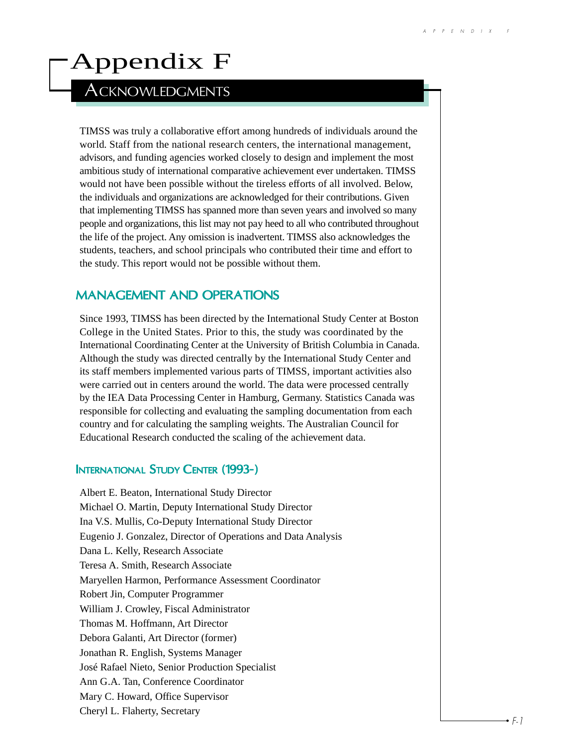# Appendix F

## Acknowledgments

TIMSS was truly a collaborative effort among hundreds of individuals around the world. Staff from the national research centers, the international management, advisors, and funding agencies worked closely to design and implement the most ambitious study of international comparative achievement ever undertaken. TIMSS would not have been possible without the tireless efforts of all involved. Below, the individuals and organizations are acknowledged for their contributions. Given that implementing TIMSS has spanned more than seven years and involved so many people and organizations, this list may not pay heed to all who contributed throughout the life of the project. Any omission is inadvertent. TIMSS also acknowledges the students, teachers, and school principals who contributed their time and effort to the study. This report would not be possible without them.

## MANAGEMENT AND OPERATIONS

Since 1993, TIMSS has been directed by the International Study Center at Boston College in the United States. Prior to this, the study was coordinated by the International Coordinating Center at the University of British Columbia in Canada. Although the study was directed centrally by the International Study Center and its staff members implemented various parts of TIMSS, important activities also were carried out in centers around the world. The data were processed centrally by the IEA Data Processing Center in Hamburg, Germany. Statistics Canada was responsible for collecting and evaluating the sampling documentation from each country and for calculating the sampling weights. The Australian Council for Educational Research conducted the scaling of the achievement data.

### International Study Center (1993-)

Albert E. Beaton, International Study Director
Michael O. Martin, Deputy International Study Director
Ina V.S. Mullis, Co-Deputy International Study Director
Eugenio J. Gonzalez, Director of Operations and Data Analysis
Dana L. Kelly, Research Associate
Teresa A. Smith, Research Associate
Maryellen Harmon, Performance Assessment Coordinator
Robert Jin, Computer Programmer
William J. Crowley, Fiscal Administrator
Thomas M. Hoffmann, Art Director
Debora Galanti, Art Director (former)
Jonathan R. English, Systems Manager
José Rafael Nieto, Senior Production Specialist
Ann G.A. Tan, Conference Coordinator
Mary C. Howard, Office Supervisor
Cheryl L. Flaherty, Secretary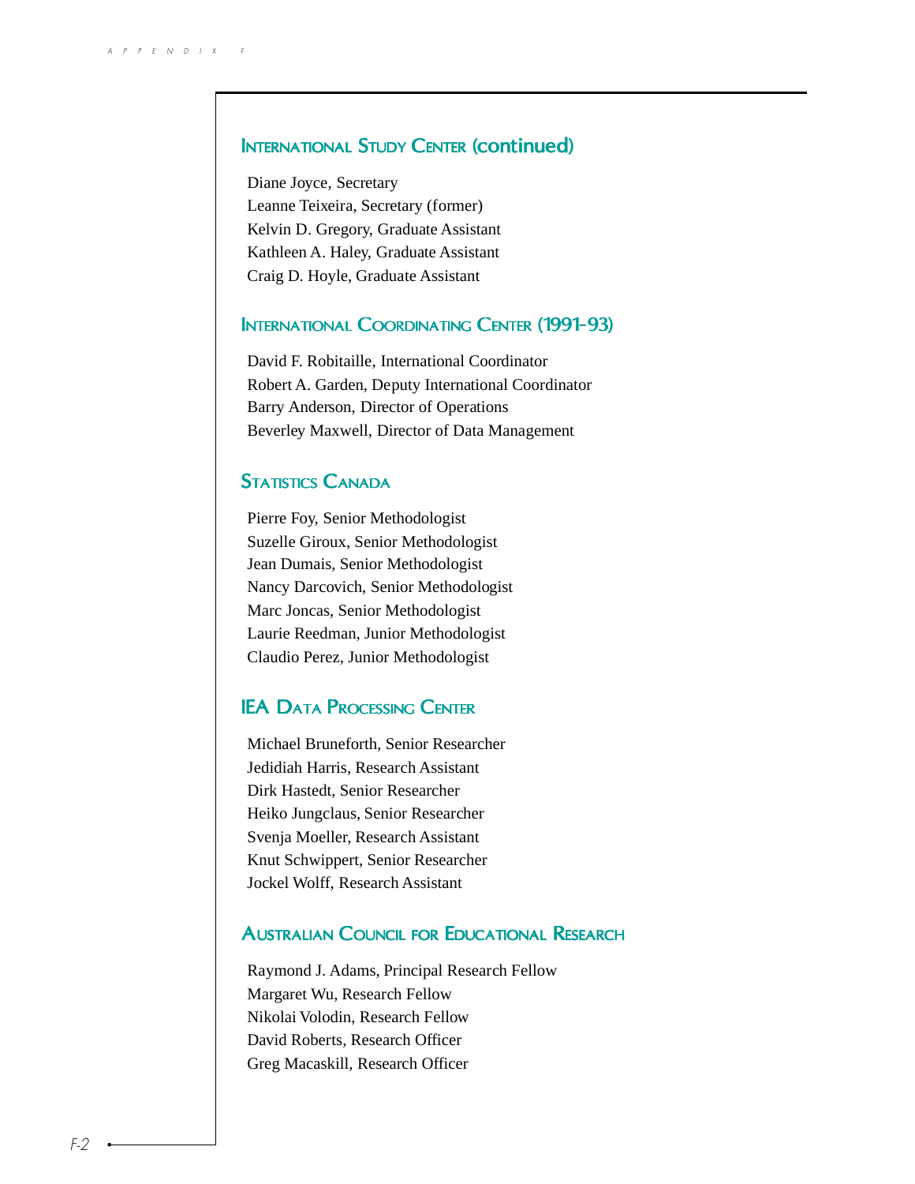## International Study Center (continued)

Diane Joyce, Secretary
Leanne Teixeira, Secretary (former)
Kelvin D. Gregory, Graduate Assistant
Kathleen A. Haley, Graduate Assistant
Craig D. Hoyle, Graduate Assistant

## International Coordinating Center (1991-93)

David F. Robitaille, International Coordinator
Robert A. Garden, Deputy International Coordinator
Barry Anderson, Director of Operations
Beverley Maxwell, Director of Data Management

## Statistics Canada

Pierre Foy, Senior Methodologist
Suzelle Giroux, Senior Methodologist
Jean Dumais, Senior Methodologist
Nancy Darcovich, Senior Methodologist
Marc Joncas, Senior Methodologist
Laurie Reedman, Junior Methodologist
Claudio Perez, Junior Methodologist

## IEA Data Processing Center

Michael Bruneforth, Senior Researcher
Jedidiah Harris, Research Assistant
Dirk Hastedt, Senior Researcher
Heiko Jungclaus, Senior Researcher
Svenja Moeller, Research Assistant
Knut Schwippert, Senior Researcher
Jockel Wolff, Research Assistant

## Australian Council for Educational Research

Raymond J. Adams, Principal Research Fellow
Margaret Wu, Research Fellow
Nikolai Volodin, Research Fellow
David Roberts, Research Officer
Greg Macaskill, Research Officer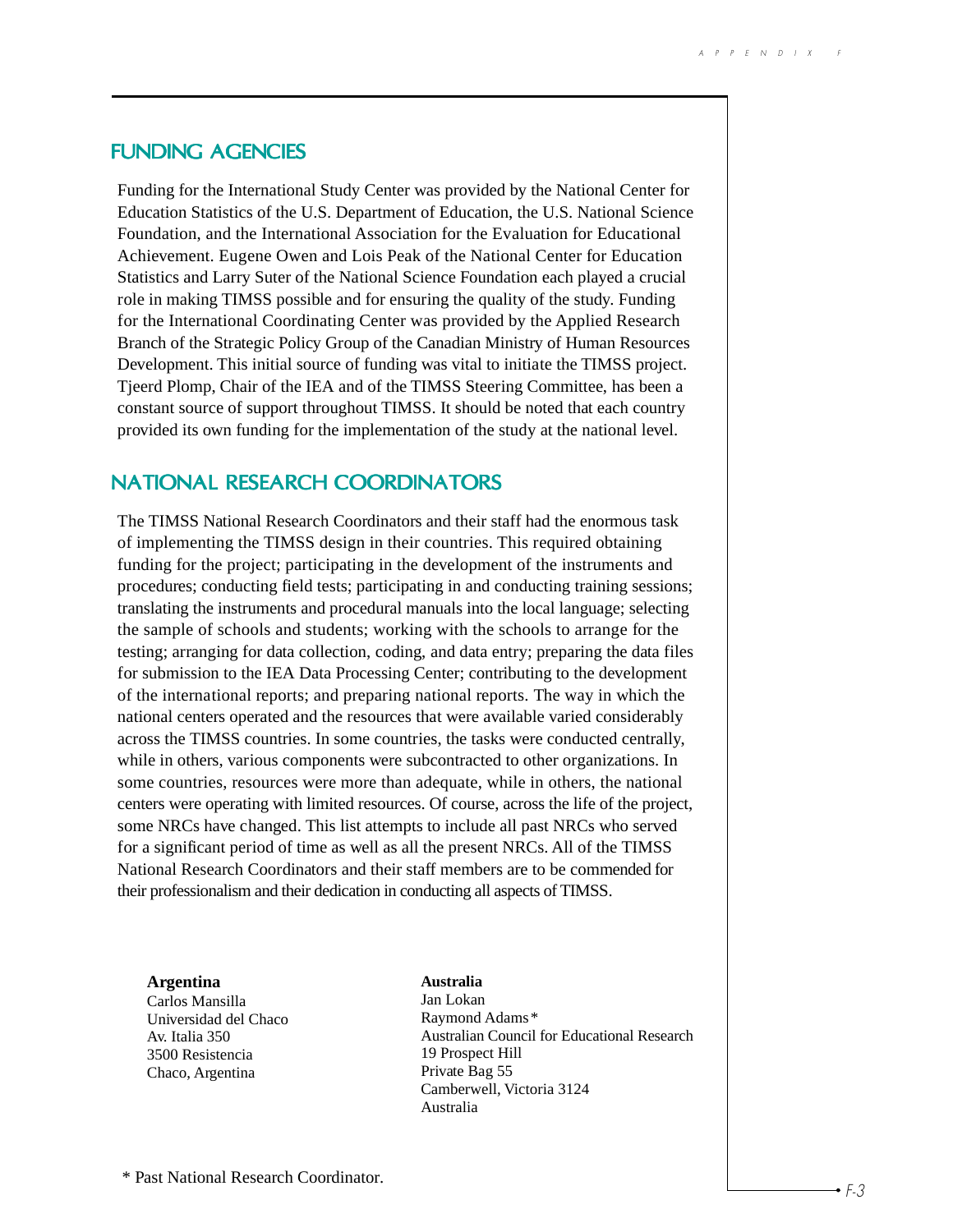## FUNDING AGENCIES

Funding for the International Study Center was provided by the National Center for Education Statistics of the U.S. Department of Education, the U.S. National Science Foundation, and the International Association for the Evaluation for Educational Achievement. Eugene Owen and Lois Peak of the National Center for Education Statistics and Larry Suter of the National Science Foundation each played a crucial role in making TIMSS possible and for ensuring the quality of the study. Funding for the International Coordinating Center was provided by the Applied Research Branch of the Strategic Policy Group of the Canadian Ministry of Human Resources Development. This initial source of funding was vital to initiate the TIMSS project. Tjeerd Plomp, Chair of the IEA and of the TIMSS Steering Committee, has been a constant source of support throughout TIMSS. It should be noted that each country provided its own funding for the implementation of the study at the national level.

## NATIONAL RESEARCH COORDINATORS

The TIMSS National Research Coordinators and their staff had the enormous task of implementing the TIMSS design in their countries. This required obtaining funding for the project; participating in the development of the instruments and procedures; conducting field tests; participating in and conducting training sessions; translating the instruments and procedural manuals into the local language; selecting the sample of schools and students; working with the schools to arrange for the testing; arranging for data collection, coding, and data entry; preparing the data files for submission to the IEA Data Processing Center; contributing to the development of the international reports; and preparing national reports. The way in which the national centers operated and the resources that were available varied considerably across the TIMSS countries. In some countries, the tasks were conducted centrally, while in others, various components were subcontracted to other organizations. In some countries, resources were more than adequate, while in others, the national centers were operating with limited resources. Of course, across the life of the project, some NRCs have changed. This list attempts to include all past NRCs who served for a significant period of time as well as all the present NRCs. All of the TIMSS National Research Coordinators and their staff members are to be commended for their professionalism and their dedication in conducting all aspects of TIMSS.

**Argentina**
Carlos Mansilla
Universidad del Chaco
Av. Italia 350
3500 Resistencia
Chaco, Argentina

**Australia**
Jan Lokan
Raymond Adams*
Australian Council for Educational Research
19 Prospect Hill
Private Bag 55
Camberwell, Victoria 3124
Australia

\* Past National Research Coordinator.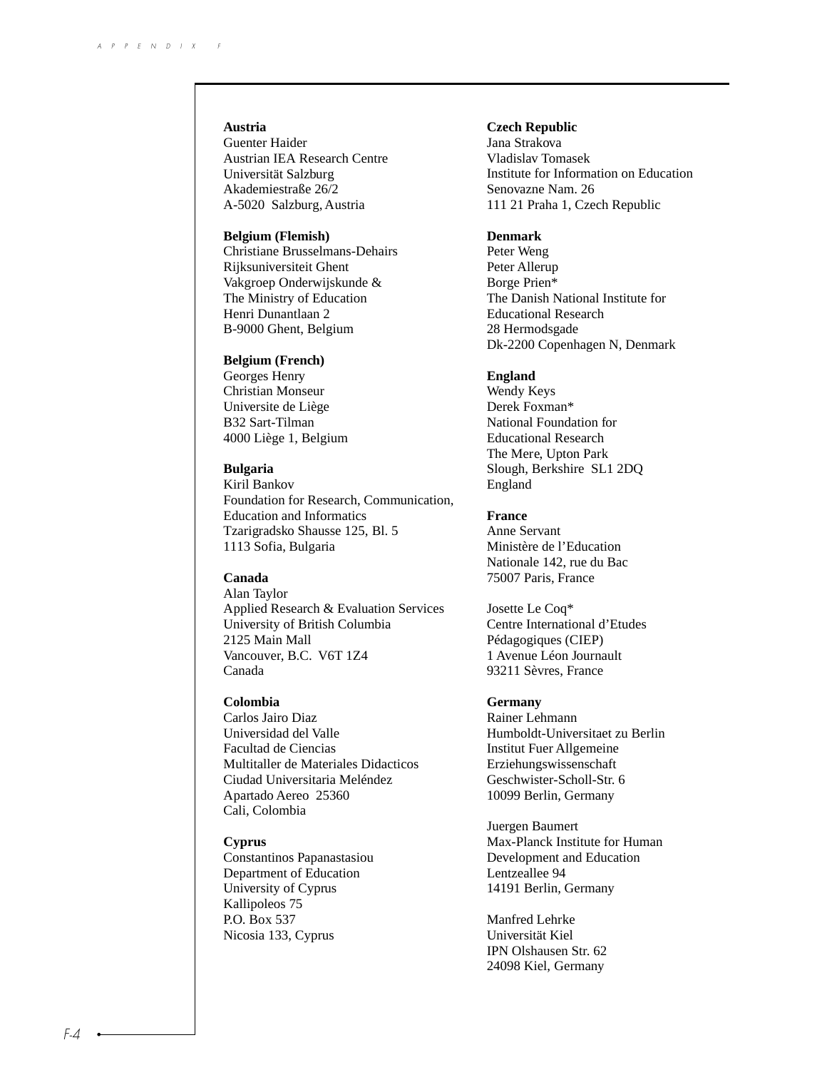**Austria**
Guenter Haider
Austrian IEA Research Centre
Universität Salzburg
Akademiestraße 26/2
A-5020 Salzburg, Austria

**Belgium (Flemish)**
Christiane Brusselmans-Dehairs
Rijksuniversiteit Ghent
Vakgroep Onderwijskunde &
The Ministry of Education
Henri Dunantlaan 2
B-9000 Ghent, Belgium

**Belgium (French)**
Georges Henry
Christian Monseur
Universite de Liège
B32 Sart-Tilman
4000 Liège 1, Belgium

**Bulgaria**
Kiril Bankov
Foundation for Research, Communication,
Education and Informatics
Tzarigradsko Shausse 125, Bl. 5
1113 Sofia, Bulgaria

**Canada**
Alan Taylor
Applied Research & Evaluation Services
University of British Columbia
2125 Main Mall
Vancouver, B.C. V6T 1Z4
Canada

**Colombia**
Carlos Jairo Diaz
Universidad del Valle
Facultad de Ciencias
Multitaller de Materiales Didacticos
Ciudad Universitaria Meléndez
Apartado Aereo 25360
Cali, Colombia

**Cyprus**
Constantinos Papanastasiou
Department of Education
University of Cyprus
Kallipoleos 75
P.O. Box 537
Nicosia 133, Cyprus

**Czech Republic**
Jana Strakova
Vladislav Tomasek
Institute for Information on Education
Senovazne Nam. 26
111 21 Praha 1, Czech Republic

**Denmark**
Peter Weng
Peter Allerup
Borge Prien*
The Danish National Institute for
Educational Research
28 Hermodsgade
Dk-2200 Copenhagen N, Denmark

**England**
Wendy Keys
Derek Foxman*
National Foundation for
Educational Research
The Mere, Upton Park
Slough, Berkshire SL1 2DQ
England

**France**
Anne Servant
Ministère de l'Education
Nationale 142, rue du Bac
75007 Paris, France

Josette Le Coq*
Centre International d'Etudes
Pédagogiques (CIEP)
1 Avenue Léon Journault
93211 Sèvres, France

**Germany**
Rainer Lehmann
Humboldt-Universitaet zu Berlin
Institut Fuer Allgemeine
Erziehungswissenschaft
Geschwister-Scholl-Str. 6
10099 Berlin, Germany

Juergen Baumert
Max-Planck Institute for Human
Development and Education
Lentzeallee 94
14191 Berlin, Germany

Manfred Lehrke
Universität Kiel
IPN Olshausen Str. 62
24098 Kiel, Germany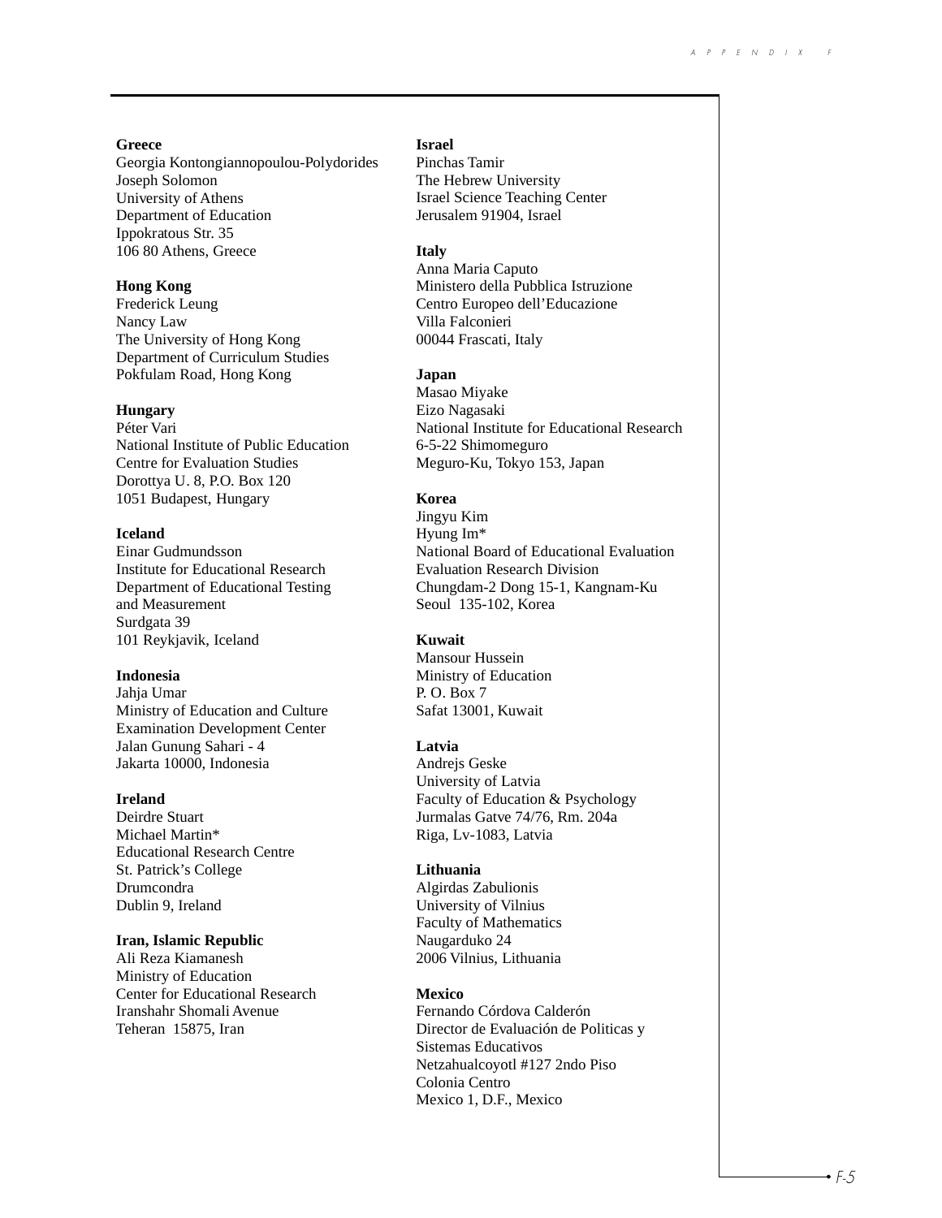**Greece**
Georgia Kontongiannopoulou-Polydorides
Joseph Solomon
University of Athens
Department of Education
Ippokratous Str. 35
106 80 Athens, Greece

**Hong Kong**
Frederick Leung
Nancy Law
The University of Hong Kong
Department of Curriculum Studies
Pokfulam Road, Hong Kong

**Hungary**
Péter Vari
National Institute of Public Education
Centre for Evaluation Studies
Dorottya U. 8, P.O. Box 120
1051 Budapest, Hungary

**Iceland**
Einar Gudmundsson
Institute for Educational Research
Department of Educational Testing
and Measurement
Surdgata 39
101 Reykjavik, Iceland

**Indonesia**
Jahja Umar
Ministry of Education and Culture
Examination Development Center
Jalan Gunung Sahari - 4
Jakarta 10000, Indonesia

**Ireland**
Deirdre Stuart
Michael Martin*
Educational Research Centre
St. Patrick's College
Drumcondra
Dublin 9, Ireland

**Iran, Islamic Republic**
Ali Reza Kiamanesh
Ministry of Education
Center for Educational Research
Iranshahr Shomali Avenue
Teheran 15875, Iran

**Israel**
Pinchas Tamir
The Hebrew University
Israel Science Teaching Center
Jerusalem 91904, Israel

**Italy**
Anna Maria Caputo
Ministero della Pubblica Istruzione
Centro Europeo dell'Educazione
Villa Falconieri
00044 Frascati, Italy

**Japan**
Masao Miyake
Eizo Nagasaki
National Institute for Educational Research
6-5-22 Shimomeguro
Meguro-Ku, Tokyo 153, Japan

**Korea**
Jingyu Kim
Hyung Im*
National Board of Educational Evaluation
Evaluation Research Division
Chungdam-2 Dong 15-1, Kangnam-Ku
Seoul 135-102, Korea

**Kuwait**
Mansour Hussein
Ministry of Education
P. O. Box 7
Safat 13001, Kuwait

**Latvia**
Andrejs Geske
University of Latvia
Faculty of Education & Psychology
Jurmalas Gatve 74/76, Rm. 204a
Riga, Lv-1083, Latvia

**Lithuania**
Algirdas Zabulionis
University of Vilnius
Faculty of Mathematics
Naugarduko 24
2006 Vilnius, Lithuania

**Mexico**
Fernando Córdova Calderón
Director de Evaluación de Politicas y
Sistemas Educativos
Netzahualcoyotl #127 2ndo Piso
Colonia Centro
Mexico 1, D.F., Mexico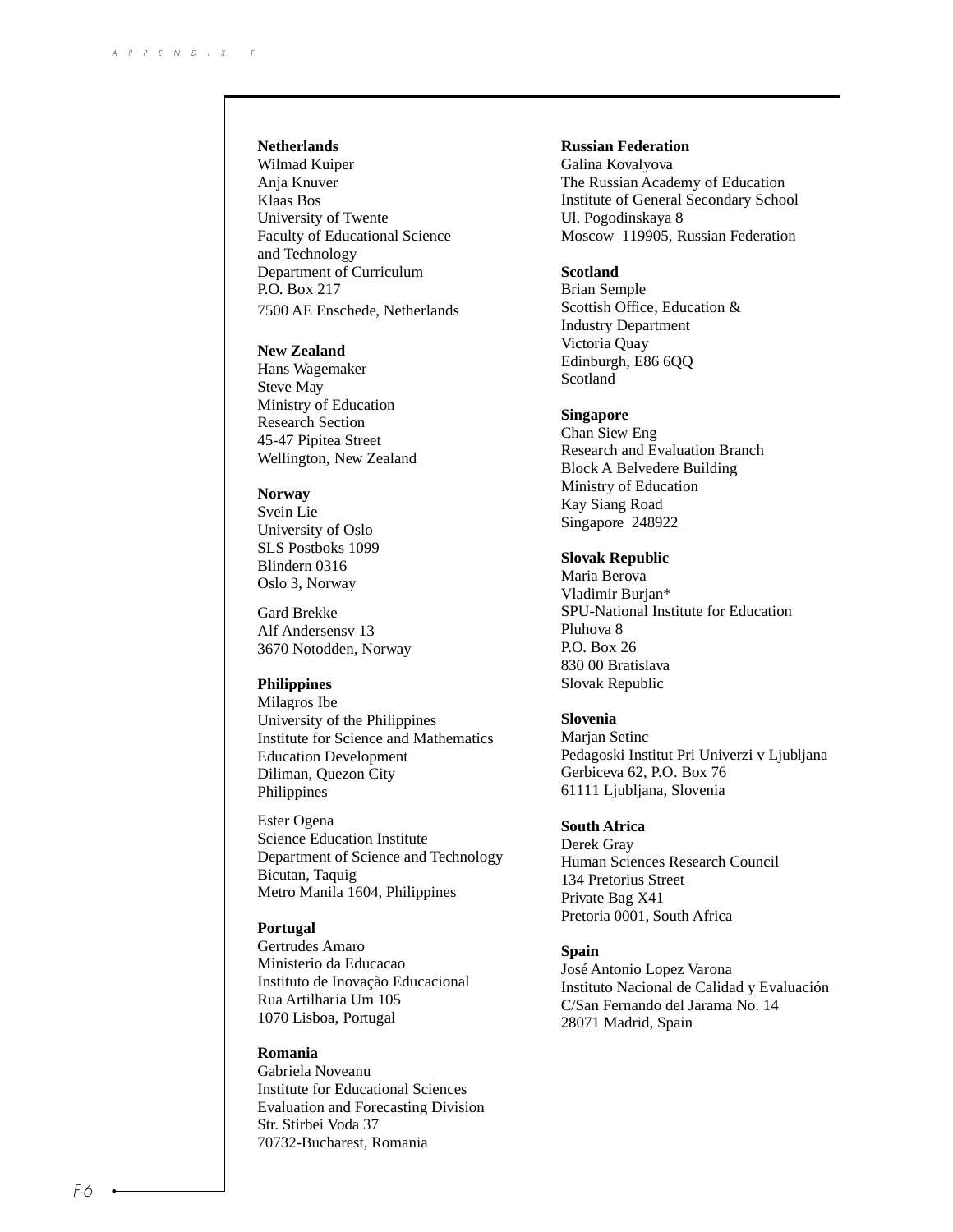**Netherlands**
Wilmad Kuiper
Anja Knuver
Klaas Bos
University of Twente
Faculty of Educational Science
and Technology
Department of Curriculum
P.O. Box 217
7500 AE Enschede, Netherlands

**New Zealand**
Hans Wagemaker
Steve May
Ministry of Education
Research Section
45-47 Pipitea Street
Wellington, New Zealand

**Norway**
Svein Lie
University of Oslo
SLS Postboks 1099
Blindern 0316
Oslo 3, Norway

Gard Brekke
Alf Andersensv 13
3670 Notodden, Norway

**Philippines**
Milagros Ibe
University of the Philippines
Institute for Science and Mathematics
Education Development
Diliman, Quezon City
Philippines

Ester Ogena
Science Education Institute
Department of Science and Technology
Bicutan, Taquig
Metro Manila 1604, Philippines

**Portugal**
Gertrudes Amaro
Ministerio da Educacao
Instituto de Inovação Educacional
Rua Artilharia Um 105
1070 Lisboa, Portugal

**Romania**
Gabriela Noveanu
Institute for Educational Sciences
Evaluation and Forecasting Division
Str. Stirbei Voda 37
70732-Bucharest, Romania

**Russian Federation**
Galina Kovalyova
The Russian Academy of Education
Institute of General Secondary School
Ul. Pogodinskaya 8
Moscow 119905, Russian Federation

**Scotland**
Brian Semple
Scottish Office, Education &
Industry Department
Victoria Quay
Edinburgh, E86 6QQ
Scotland

**Singapore**
Chan Siew Eng
Research and Evaluation Branch
Block A Belvedere Building
Ministry of Education
Kay Siang Road
Singapore 248922

**Slovak Republic**
Maria Berova
Vladimir Burjan*
SPU-National Institute for Education
Pluhova 8
P.O. Box 26
830 00 Bratislava
Slovak Republic

**Slovenia**
Marjan Setinc
Pedagoski Institut Pri Univerzi v Ljubljana
Gerbiceva 62, P.O. Box 76
61111 Ljubljana, Slovenia

**South Africa**
Derek Gray
Human Sciences Research Council
134 Pretorius Street
Private Bag X41
Pretoria 0001, South Africa

**Spain**
José Antonio Lopez Varona
Instituto Nacional de Calidad y Evaluación
C/San Fernando del Jarama No. 14
28071 Madrid, Spain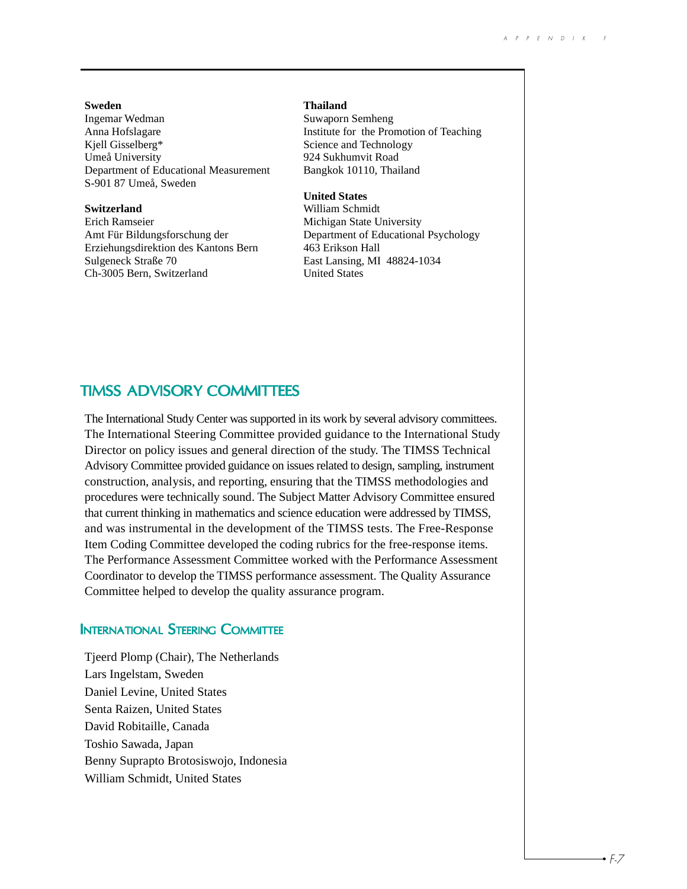**Sweden**
Ingemar Wedman
Anna Hofslagare
Kjell Gisselberg*
Umeå University
Department of Educational Measurement
S-901 87 Umeå, Sweden

**Switzerland**
Erich Ramseier
Amt Für Bildungsforschung der
Erziehungsdirektion des Kantons Bern
Sulgeneck Straße 70
Ch-3005 Bern, Switzerland

**Thailand**
Suwaporn Semheng
Institute for the Promotion of Teaching
Science and Technology
924 Sukhumvit Road
Bangkok 10110, Thailand

**United States**
William Schmidt
Michigan State University
Department of Educational Psychology
463 Erikson Hall
East Lansing, MI 48824-1034
United States

## TIMSS ADVISORY COMMITTEES

The International Study Center was supported in its work by several advisory committees. The International Steering Committee provided guidance to the International Study Director on policy issues and general direction of the study. The TIMSS Technical Advisory Committee provided guidance on issues related to design, sampling, instrument construction, analysis, and reporting, ensuring that the TIMSS methodologies and procedures were technically sound. The Subject Matter Advisory Committee ensured that current thinking in mathematics and science education were addressed by TIMSS, and was instrumental in the development of the TIMSS tests. The Free-Response Item Coding Committee developed the coding rubrics for the free-response items. The Performance Assessment Committee worked with the Performance Assessment Coordinator to develop the TIMSS performance assessment. The Quality Assurance Committee helped to develop the quality assurance program.

### International Steering Committee

Tjeerd Plomp (Chair), The Netherlands
Lars Ingelstam, Sweden
Daniel Levine, United States
Senta Raizen, United States
David Robitaille, Canada
Toshio Sawada, Japan
Benny Suprapto Brotosiswojo, Indonesia
William Schmidt, United States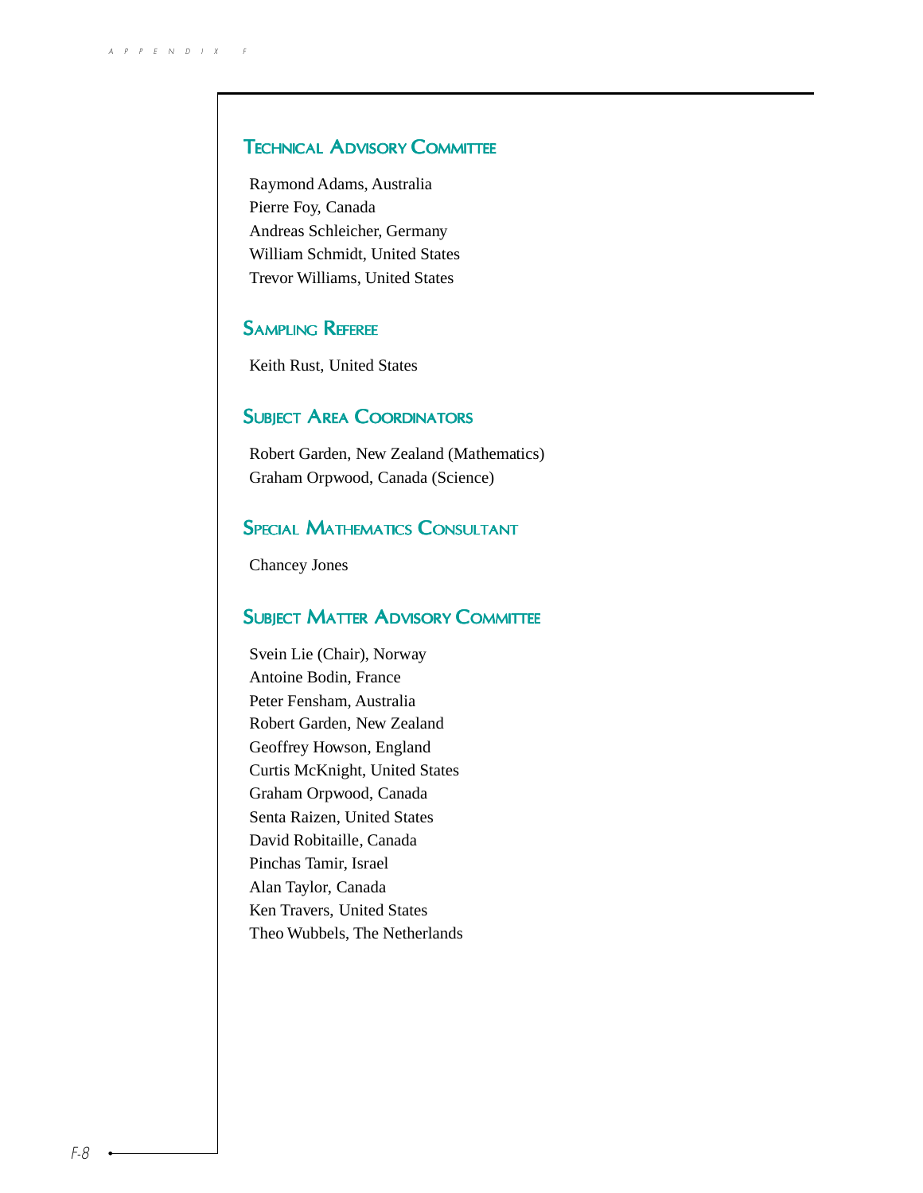## Technical Advisory Committee

Raymond Adams, Australia
Pierre Foy, Canada
Andreas Schleicher, Germany
William Schmidt, United States
Trevor Williams, United States

## Sampling Referee

Keith Rust, United States

## Subject Area Coordinators

Robert Garden, New Zealand (Mathematics)
Graham Orpwood, Canada (Science)

## Special Mathematics Consultant

Chancey Jones

## Subject Matter Advisory Committee

Svein Lie (Chair), Norway
Antoine Bodin, France
Peter Fensham, Australia
Robert Garden, New Zealand
Geoffrey Howson, England
Curtis McKnight, United States
Graham Orpwood, Canada
Senta Raizen, United States
David Robitaille, Canada
Pinchas Tamir, Israel
Alan Taylor, Canada
Ken Travers, United States
Theo Wubbels, The Netherlands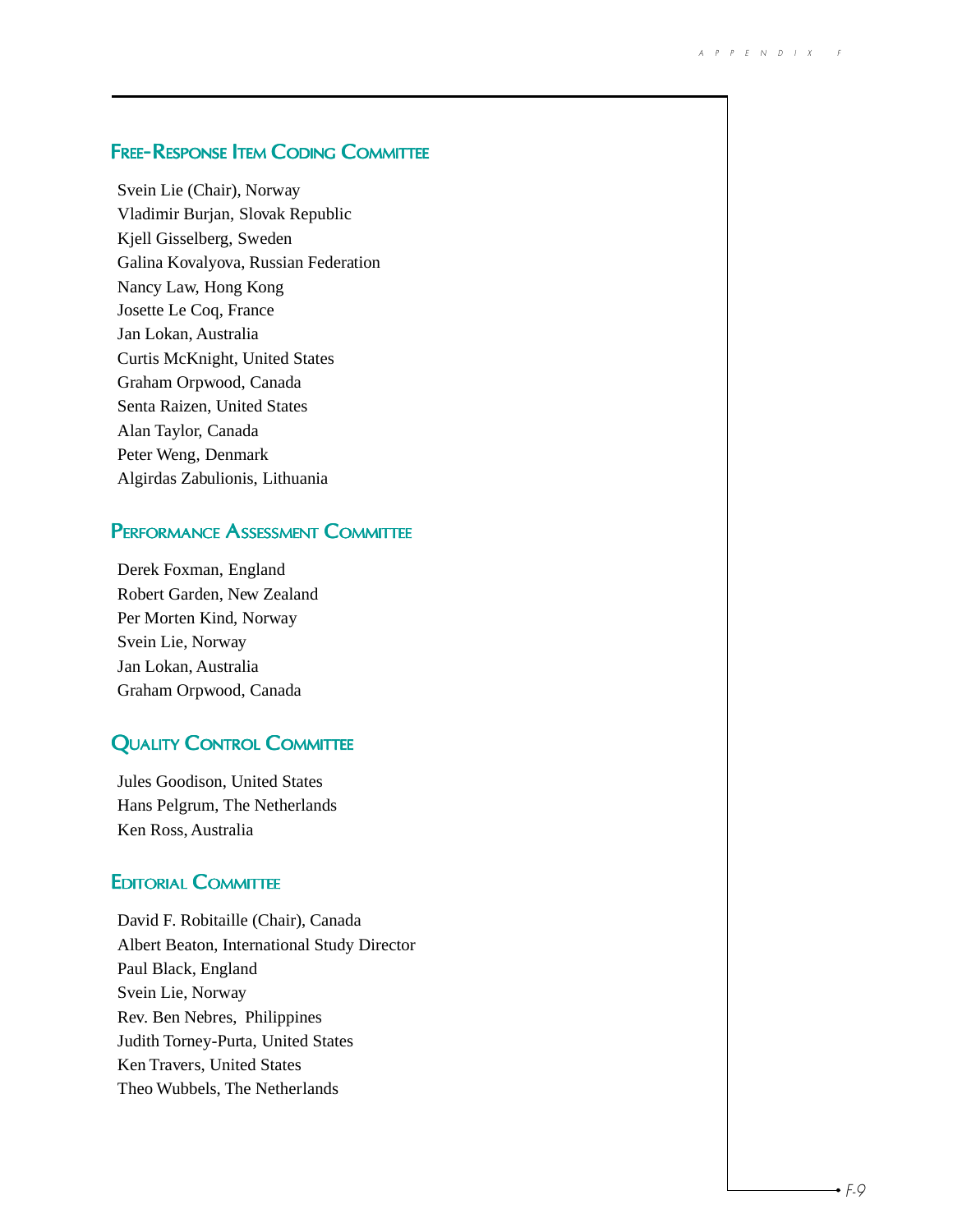## Free-Response Item Coding Committee

Svein Lie (Chair), Norway
Vladimir Burjan, Slovak Republic
Kjell Gisselberg, Sweden
Galina Kovalyova, Russian Federation
Nancy Law, Hong Kong
Josette Le Coq, France
Jan Lokan, Australia
Curtis McKnight, United States
Graham Orpwood, Canada
Senta Raizen, United States
Alan Taylor, Canada
Peter Weng, Denmark
Algirdas Zabulionis, Lithuania

## Performance Assessment Committee

Derek Foxman, England
Robert Garden, New Zealand
Per Morten Kind, Norway
Svein Lie, Norway
Jan Lokan, Australia
Graham Orpwood, Canada

## Quality Control Committee

Jules Goodison, United States
Hans Pelgrum, The Netherlands
Ken Ross, Australia

## Editorial Committee

David F. Robitaille (Chair), Canada
Albert Beaton, International Study Director
Paul Black, England
Svein Lie, Norway
Rev. Ben Nebres, Philippines
Judith Torney-Purta, United States
Ken Travers, United States
Theo Wubbels, The Netherlands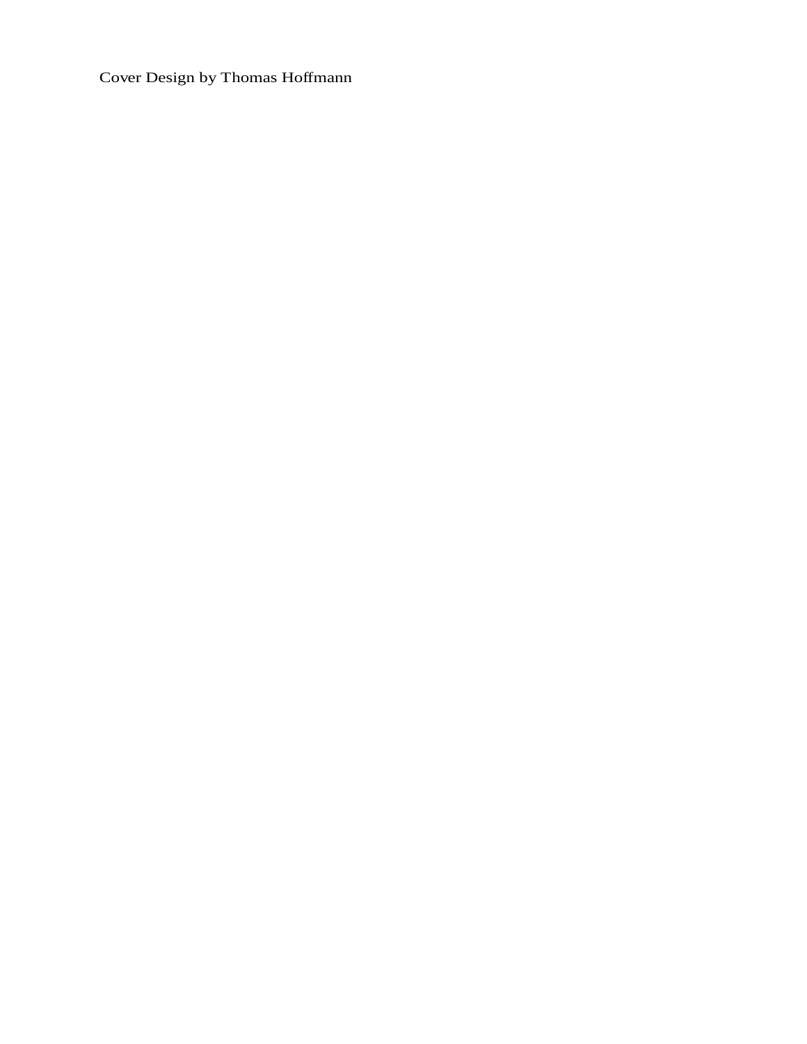Cover Design by Thomas Hoffmann